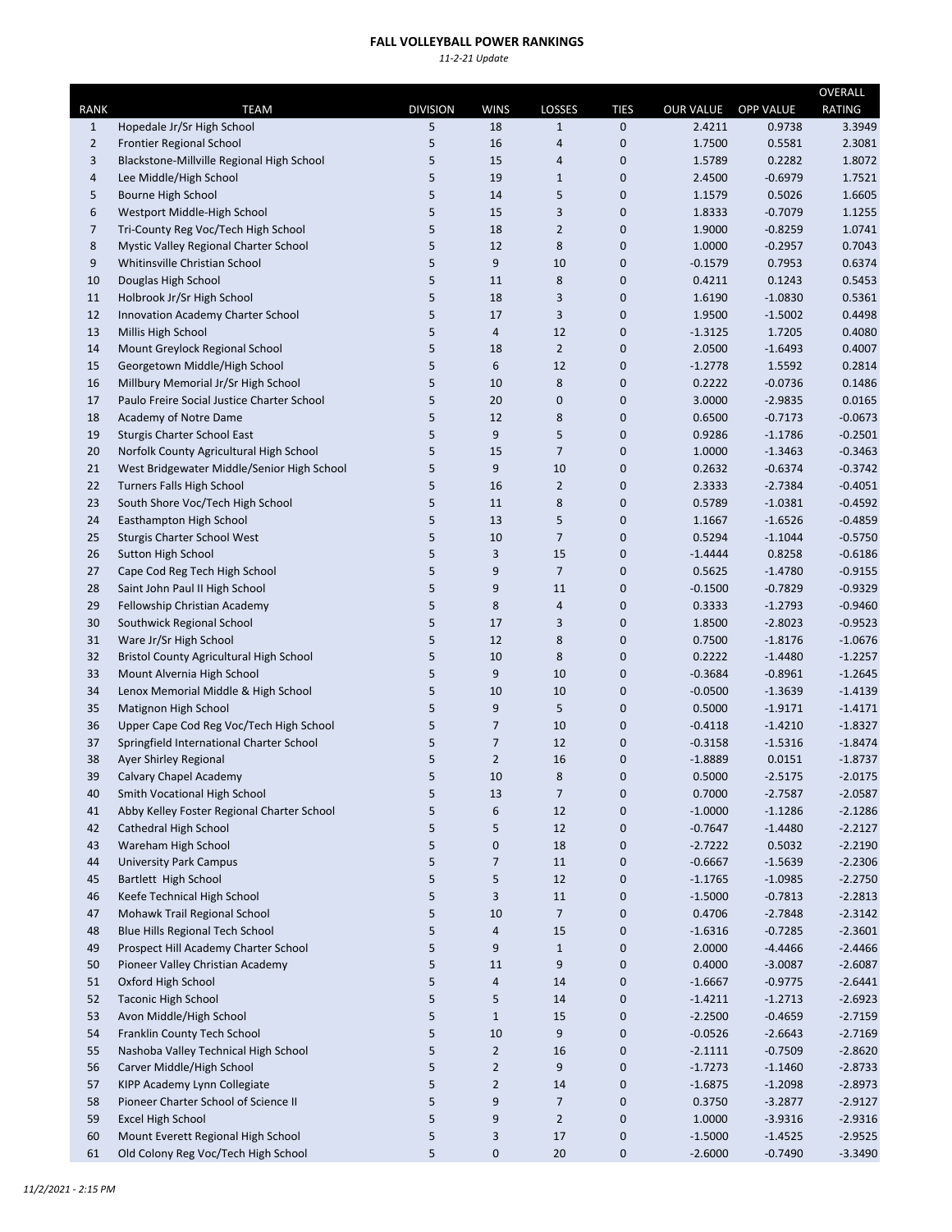# FALL VOLLEYBALL POWER RANKINGS

*11-2-21 Update*

| RANK | TEAM | DIVISION | WINS | LOSSES | TIES | OUR VALUE | OPP VALUE | OVERALL RATING |
|---|---|---|---|---|---|---|---|---|
| 1 | Hopedale Jr/Sr High School | 5 | 18 | 1 | 0 | 2.4211 | 0.9738 | 3.3949 |
| 2 | Frontier Regional School | 5 | 16 | 4 | 0 | 1.7500 | 0.5581 | 2.3081 |
| 3 | Blackstone-Millville Regional High School | 5 | 15 | 4 | 0 | 1.5789 | 0.2282 | 1.8072 |
| 4 | Lee Middle/High School | 5 | 19 | 1 | 0 | 2.4500 | -0.6979 | 1.7521 |
| 5 | Bourne High School | 5 | 14 | 5 | 0 | 1.1579 | 0.5026 | 1.6605 |
| 6 | Westport Middle-High School | 5 | 15 | 3 | 0 | 1.8333 | -0.7079 | 1.1255 |
| 7 | Tri-County Reg Voc/Tech High School | 5 | 18 | 2 | 0 | 1.9000 | -0.8259 | 1.0741 |
| 8 | Mystic Valley Regional Charter School | 5 | 12 | 8 | 0 | 1.0000 | -0.2957 | 0.7043 |
| 9 | Whitinsville Christian School | 5 | 9 | 10 | 0 | -0.1579 | 0.7953 | 0.6374 |
| 10 | Douglas High School | 5 | 11 | 8 | 0 | 0.4211 | 0.1243 | 0.5453 |
| 11 | Holbrook Jr/Sr High School | 5 | 18 | 3 | 0 | 1.6190 | -1.0830 | 0.5361 |
| 12 | Innovation Academy Charter School | 5 | 17 | 3 | 0 | 1.9500 | -1.5002 | 0.4498 |
| 13 | Millis High School | 5 | 4 | 12 | 0 | -1.3125 | 1.7205 | 0.4080 |
| 14 | Mount Greylock Regional School | 5 | 18 | 2 | 0 | 2.0500 | -1.6493 | 0.4007 |
| 15 | Georgetown Middle/High School | 5 | 6 | 12 | 0 | -1.2778 | 1.5592 | 0.2814 |
| 16 | Millbury Memorial Jr/Sr High School | 5 | 10 | 8 | 0 | 0.2222 | -0.0736 | 0.1486 |
| 17 | Paulo Freire Social Justice Charter School | 5 | 20 | 0 | 0 | 3.0000 | -2.9835 | 0.0165 |
| 18 | Academy of Notre Dame | 5 | 12 | 8 | 0 | 0.6500 | -0.7173 | -0.0673 |
| 19 | Sturgis Charter School East | 5 | 9 | 5 | 0 | 0.9286 | -1.1786 | -0.2501 |
| 20 | Norfolk County Agricultural High School | 5 | 15 | 7 | 0 | 1.0000 | -1.3463 | -0.3463 |
| 21 | West Bridgewater Middle/Senior High School | 5 | 9 | 10 | 0 | 0.2632 | -0.6374 | -0.3742 |
| 22 | Turners Falls High School | 5 | 16 | 2 | 0 | 2.3333 | -2.7384 | -0.4051 |
| 23 | South Shore Voc/Tech High School | 5 | 11 | 8 | 0 | 0.5789 | -1.0381 | -0.4592 |
| 24 | Easthampton High School | 5 | 13 | 5 | 0 | 1.1667 | -1.6526 | -0.4859 |
| 25 | Sturgis Charter School West | 5 | 10 | 7 | 0 | 0.5294 | -1.1044 | -0.5750 |
| 26 | Sutton High School | 5 | 3 | 15 | 0 | -1.4444 | 0.8258 | -0.6186 |
| 27 | Cape Cod Reg Tech High School | 5 | 9 | 7 | 0 | 0.5625 | -1.4780 | -0.9155 |
| 28 | Saint John Paul II High School | 5 | 9 | 11 | 0 | -0.1500 | -0.7829 | -0.9329 |
| 29 | Fellowship Christian Academy | 5 | 8 | 4 | 0 | 0.3333 | -1.2793 | -0.9460 |
| 30 | Southwick Regional School | 5 | 17 | 3 | 0 | 1.8500 | -2.8023 | -0.9523 |
| 31 | Ware Jr/Sr High School | 5 | 12 | 8 | 0 | 0.7500 | -1.8176 | -1.0676 |
| 32 | Bristol County Agricultural High School | 5 | 10 | 8 | 0 | 0.2222 | -1.4480 | -1.2257 |
| 33 | Mount Alvernia High School | 5 | 9 | 10 | 0 | -0.3684 | -0.8961 | -1.2645 |
| 34 | Lenox Memorial Middle & High School | 5 | 10 | 10 | 0 | -0.0500 | -1.3639 | -1.4139 |
| 35 | Matignon High School | 5 | 9 | 5 | 0 | 0.5000 | -1.9171 | -1.4171 |
| 36 | Upper Cape Cod Reg Voc/Tech High School | 5 | 7 | 10 | 0 | -0.4118 | -1.4210 | -1.8327 |
| 37 | Springfield International Charter School | 5 | 7 | 12 | 0 | -0.3158 | -1.5316 | -1.8474 |
| 38 | Ayer Shirley Regional | 5 | 2 | 16 | 0 | -1.8889 | 0.0151 | -1.8737 |
| 39 | Calvary Chapel Academy | 5 | 10 | 8 | 0 | 0.5000 | -2.5175 | -2.0175 |
| 40 | Smith Vocational High School | 5 | 13 | 7 | 0 | 0.7000 | -2.7587 | -2.0587 |
| 41 | Abby Kelley Foster Regional Charter School | 5 | 6 | 12 | 0 | -1.0000 | -1.1286 | -2.1286 |
| 42 | Cathedral High School | 5 | 5 | 12 | 0 | -0.7647 | -1.4480 | -2.2127 |
| 43 | Wareham High School | 5 | 0 | 18 | 0 | -2.7222 | 0.5032 | -2.2190 |
| 44 | University Park Campus | 5 | 7 | 11 | 0 | -0.6667 | -1.5639 | -2.2306 |
| 45 | Bartlett High School | 5 | 5 | 12 | 0 | -1.1765 | -1.0985 | -2.2750 |
| 46 | Keefe Technical High School | 5 | 3 | 11 | 0 | -1.5000 | -0.7813 | -2.2813 |
| 47 | Mohawk Trail Regional School | 5 | 10 | 7 | 0 | 0.4706 | -2.7848 | -2.3142 |
| 48 | Blue Hills Regional Tech School | 5 | 4 | 15 | 0 | -1.6316 | -0.7285 | -2.3601 |
| 49 | Prospect Hill Academy Charter School | 5 | 9 | 1 | 0 | 2.0000 | -4.4466 | -2.4466 |
| 50 | Pioneer Valley Christian Academy | 5 | 11 | 9 | 0 | 0.4000 | -3.0087 | -2.6087 |
| 51 | Oxford High School | 5 | 4 | 14 | 0 | -1.6667 | -0.9775 | -2.6441 |
| 52 | Taconic High School | 5 | 5 | 14 | 0 | -1.4211 | -1.2713 | -2.6923 |
| 53 | Avon Middle/High School | 5 | 1 | 15 | 0 | -2.2500 | -0.4659 | -2.7159 |
| 54 | Franklin County Tech School | 5 | 10 | 9 | 0 | -0.0526 | -2.6643 | -2.7169 |
| 55 | Nashoba Valley Technical High School | 5 | 2 | 16 | 0 | -2.1111 | -0.7509 | -2.8620 |
| 56 | Carver Middle/High School | 5 | 2 | 9 | 0 | -1.7273 | -1.1460 | -2.8733 |
| 57 | KIPP Academy Lynn Collegiate | 5 | 2 | 14 | 0 | -1.6875 | -1.2098 | -2.8973 |
| 58 | Pioneer Charter School of Science II | 5 | 9 | 7 | 0 | 0.3750 | -3.2877 | -2.9127 |
| 59 | Excel High School | 5 | 9 | 2 | 0 | 1.0000 | -3.9316 | -2.9316 |
| 60 | Mount Everett Regional High School | 5 | 3 | 17 | 0 | -1.5000 | -1.4525 | -2.9525 |
| 61 | Old Colony Reg Voc/Tech High School | 5 | 0 | 20 | 0 | -2.6000 | -0.7490 | -3.3490 |

*11/2/2021 - 2:15 PM*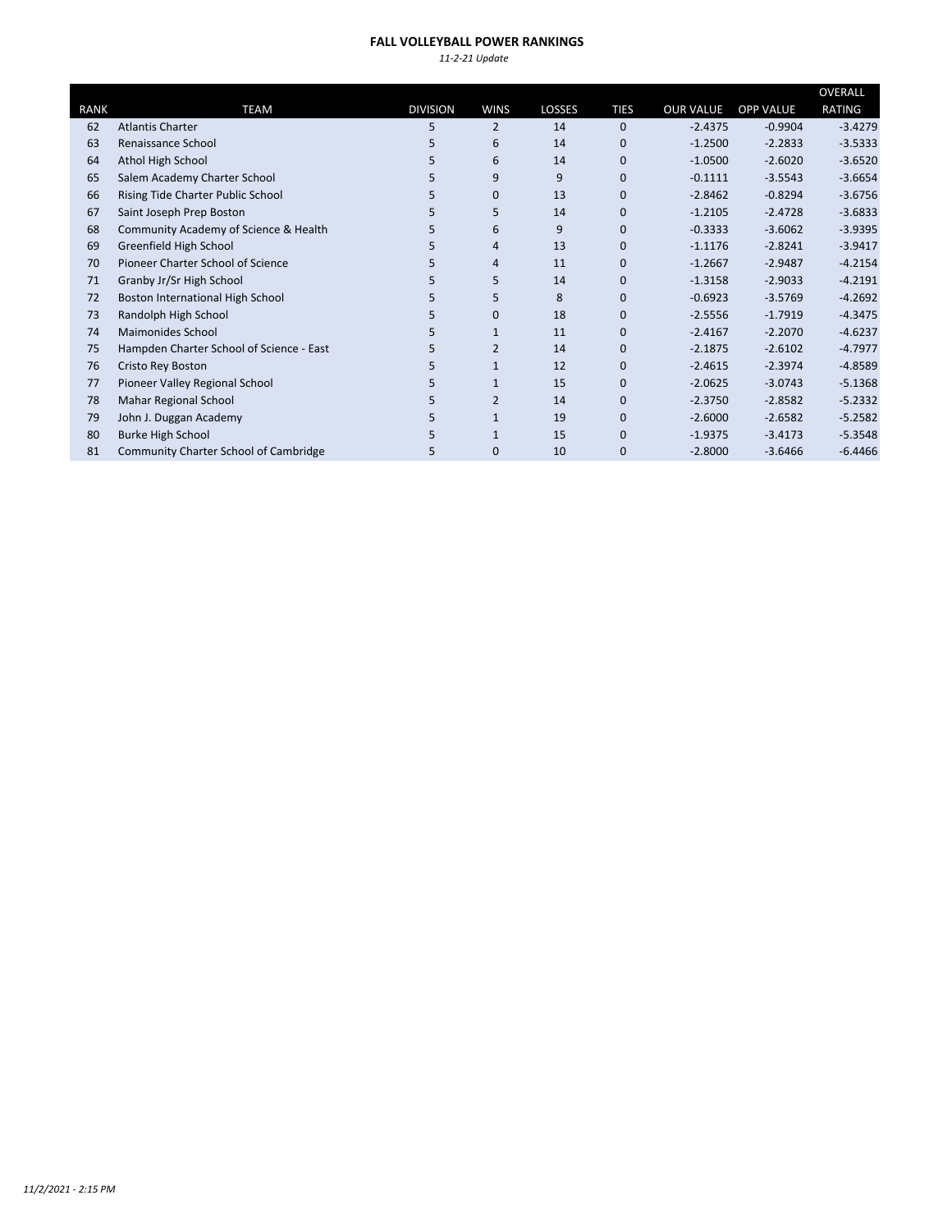**FALL VOLLEYBALL POWER RANKINGS**

*11-2-21 Update*

| RANK | TEAM | DIVISION | WINS | LOSSES | TIES | OUR VALUE | OPP VALUE | OVERALL RATING |
|---|---|---|---|---|---|---|---|---|
| 62 | Atlantis Charter | 5 | 2 | 14 | 0 | -2.4375 | -0.9904 | -3.4279 |
| 63 | Renaissance School | 5 | 6 | 14 | 0 | -1.2500 | -2.2833 | -3.5333 |
| 64 | Athol High School | 5 | 6 | 14 | 0 | -1.0500 | -2.6020 | -3.6520 |
| 65 | Salem Academy Charter School | 5 | 9 | 9 | 0 | -0.1111 | -3.5543 | -3.6654 |
| 66 | Rising Tide Charter Public School | 5 | 0 | 13 | 0 | -2.8462 | -0.8294 | -3.6756 |
| 67 | Saint Joseph Prep Boston | 5 | 5 | 14 | 0 | -1.2105 | -2.4728 | -3.6833 |
| 68 | Community Academy of Science & Health | 5 | 6 | 9 | 0 | -0.3333 | -3.6062 | -3.9395 |
| 69 | Greenfield High School | 5 | 4 | 13 | 0 | -1.1176 | -2.8241 | -3.9417 |
| 70 | Pioneer Charter School of Science | 5 | 4 | 11 | 0 | -1.2667 | -2.9487 | -4.2154 |
| 71 | Granby Jr/Sr High School | 5 | 5 | 14 | 0 | -1.3158 | -2.9033 | -4.2191 |
| 72 | Boston International High School | 5 | 5 | 8 | 0 | -0.6923 | -3.5769 | -4.2692 |
| 73 | Randolph High School | 5 | 0 | 18 | 0 | -2.5556 | -1.7919 | -4.3475 |
| 74 | Maimonides School | 5 | 1 | 11 | 0 | -2.4167 | -2.2070 | -4.6237 |
| 75 | Hampden Charter School of Science - East | 5 | 2 | 14 | 0 | -2.1875 | -2.6102 | -4.7977 |
| 76 | Cristo Rey Boston | 5 | 1 | 12 | 0 | -2.4615 | -2.3974 | -4.8589 |
| 77 | Pioneer Valley Regional School | 5 | 1 | 15 | 0 | -2.0625 | -3.0743 | -5.1368 |
| 78 | Mahar Regional School | 5 | 2 | 14 | 0 | -2.3750 | -2.8582 | -5.2332 |
| 79 | John J. Duggan Academy | 5 | 1 | 19 | 0 | -2.6000 | -2.6582 | -5.2582 |
| 80 | Burke High School | 5 | 1 | 15 | 0 | -1.9375 | -3.4173 | -5.3548 |
| 81 | Community Charter School of Cambridge | 5 | 0 | 10 | 0 | -2.8000 | -3.6466 | -6.4466 |

*11/2/2021 - 2:15 PM*